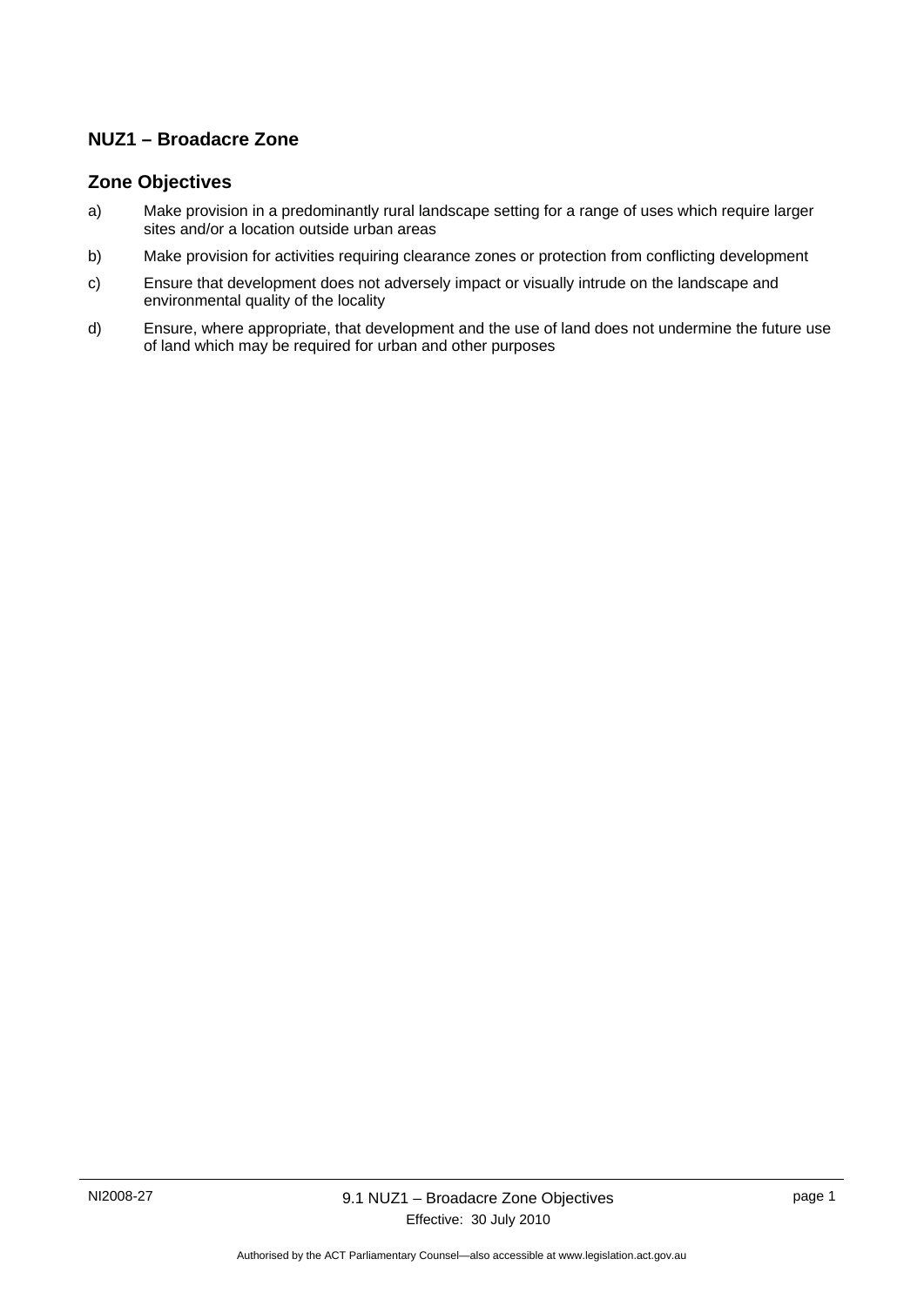## NUZ1 – Broadacre Zone

### Zone Objectives

a) Make provision in a predominantly rural landscape setting for a range of uses which require larger sites and/or a location outside urban areas

b) Make provision for activities requiring clearance zones or protection from conflicting development

c) Ensure that development does not adversely impact or visually intrude on the landscape and environmental quality of the locality

d) Ensure, where appropriate, that development and the use of land does not undermine the future use of land which may be required for urban and other purposes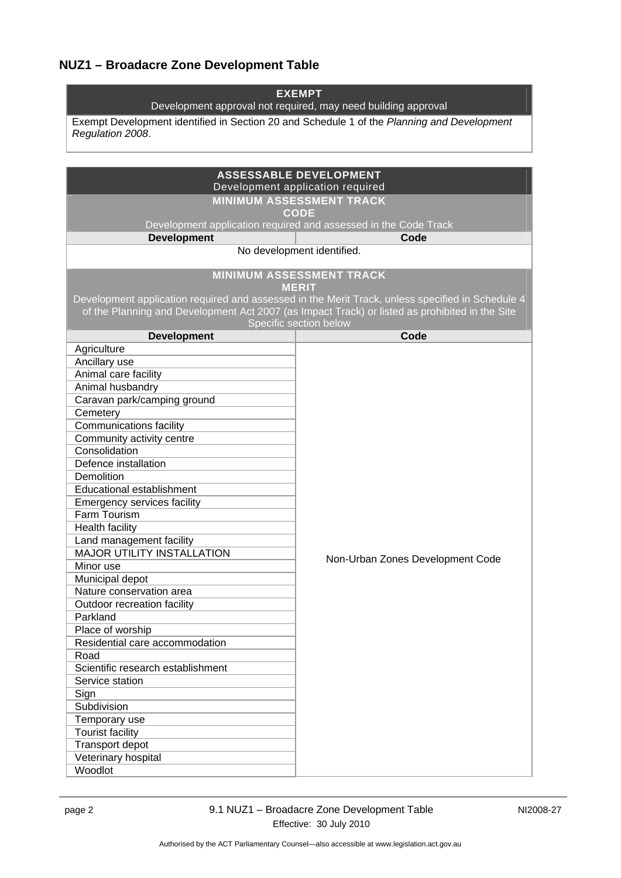## NUZ1 – Broadacre Zone Development Table

| **EXEMPT**<br>Development approval not required, may need building approval |
|---|
| Exempt Development identified in Section 20 and Schedule 1 of the *Planning and Development Regulation 2008*. |

| **ASSESSABLE DEVELOPMENT**<br>Development application required | |
|---|---|
| **MINIMUM ASSESSMENT TRACK**<br>**CODE**<br>Development application required and assessed in the Code Track | |
| **Development** | **Code** |
| No development identified. | |
| **MINIMUM ASSESSMENT TRACK**<br>**MERIT**<br>Development application required and assessed in the Merit Track, unless specified in Schedule 4 of the Planning and Development Act 2007 (as Impact Track) or listed as prohibited in the Site Specific section below | |
| **Development** | **Code** |
| Agriculture | Non-Urban Zones Development Code |
| Ancillary use | |
| Animal care facility | |
| Animal husbandry | |
| Caravan park/camping ground | |
| Cemetery | |
| Communications facility | |
| Community activity centre | |
| Consolidation | |
| Defence installation | |
| Demolition | |
| Educational establishment | |
| Emergency services facility | |
| Farm Tourism | |
| Health facility | |
| Land management facility | |
| MAJOR UTILITY INSTALLATION | |
| Minor use | |
| Municipal depot | |
| Nature conservation area | |
| Outdoor recreation facility | |
| Parkland | |
| Place of worship | |
| Residential care accommodation | |
| Road | |
| Scientific research establishment | |
| Service station | |
| Sign | |
| Subdivision | |
| Temporary use | |
| Tourist facility | |
| Transport depot | |
| Veterinary hospital | |
| Woodlot | |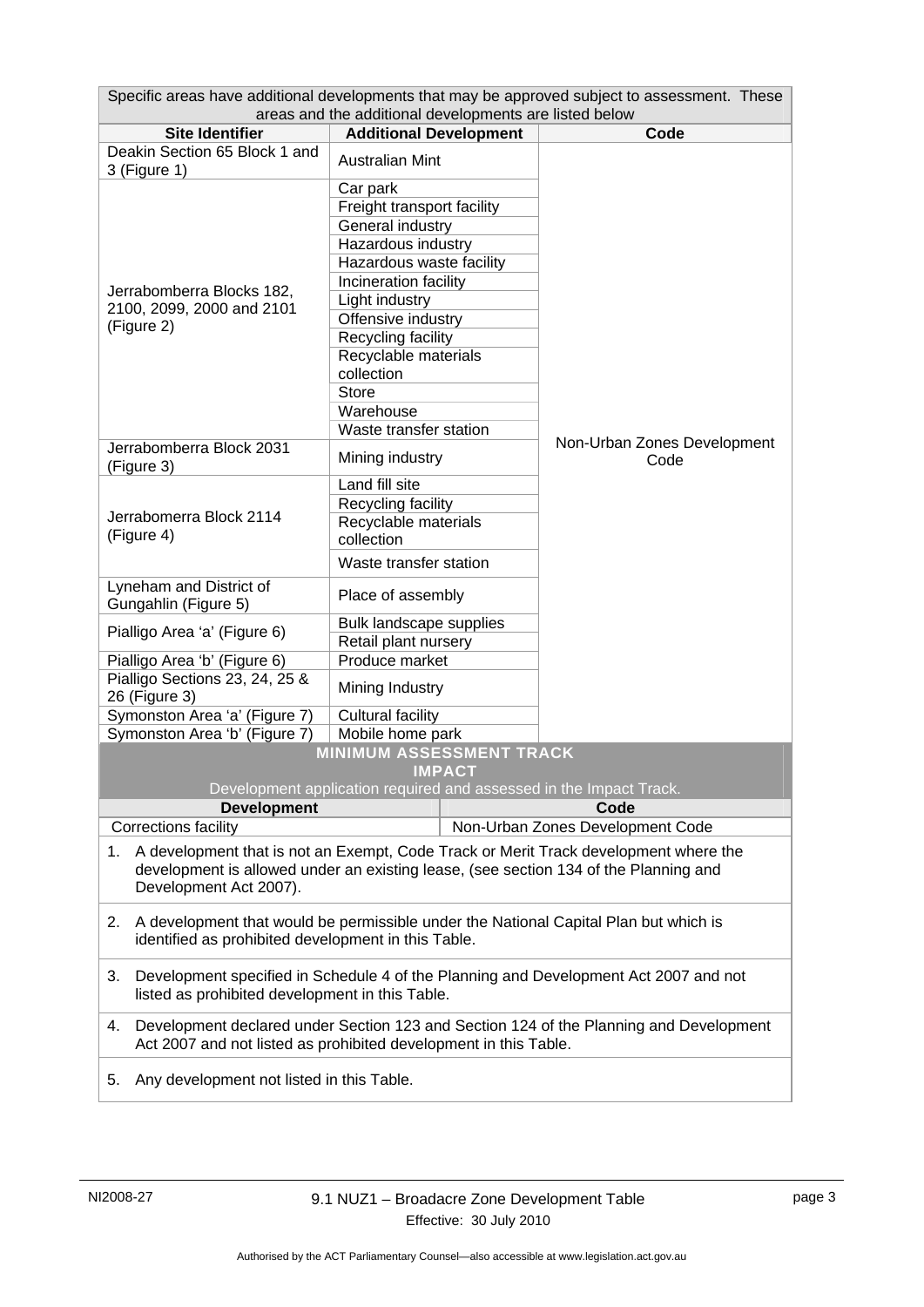| Specific areas have additional developments that may be approved subject to assessment. These areas and the additional developments are listed below | | |
|---|---|---|
| **Site Identifier** | **Additional Development** | **Code** |
| Deakin Section 65 Block 1 and 3 (Figure 1) | Australian Mint | Non-Urban Zones Development Code |
| Jerrabomberra Blocks 182, 2100, 2099, 2000 and 2101 (Figure 2) | Car park | |
| | Freight transport facility | |
| | General industry | |
| | Hazardous industry | |
| | Hazardous waste facility | |
| | Incineration facility | |
| | Light industry | |
| | Offensive industry | |
| | Recycling facility | |
| | Recyclable materials collection | |
| | Store | |
| | Warehouse | |
| | Waste transfer station | |
| Jerrabomberra Block 2031 (Figure 3) | Mining industry | |
| Jerrabomerra Block 2114 (Figure 4) | Land fill site | |
| | Recycling facility | |
| | Recyclable materials collection | |
| | Waste transfer station | |
| Lyneham and District of Gungahlin (Figure 5) | Place of assembly | |
| Pialligo Area 'a' (Figure 6) | Bulk landscape supplies | |
| | Retail plant nursery | |
| Pialligo Area 'b' (Figure 6) | Produce market | |
| Pialligo Sections 23, 24, 25 & 26 (Figure 3) | Mining Industry | |
| Symonston Area 'a' (Figure 7) | Cultural facility | |
| Symonston Area 'b' (Figure 7) | Mobile home park | |

**MINIMUM ASSESSMENT TRACK**

**IMPACT**

Development application required and assessed in the Impact Track.

| **Development** | **Code** |
|---|---|
| Corrections facility | Non-Urban Zones Development Code |

1. A development that is not an Exempt, Code Track or Merit Track development where the development is allowed under an existing lease, (see section 134 of the Planning and Development Act 2007).
2. A development that would be permissible under the National Capital Plan but which is identified as prohibited development in this Table.
3. Development specified in Schedule 4 of the Planning and Development Act 2007 and not listed as prohibited development in this Table.
4. Development declared under Section 123 and Section 124 of the Planning and Development Act 2007 and not listed as prohibited development in this Table.
5. Any development not listed in this Table.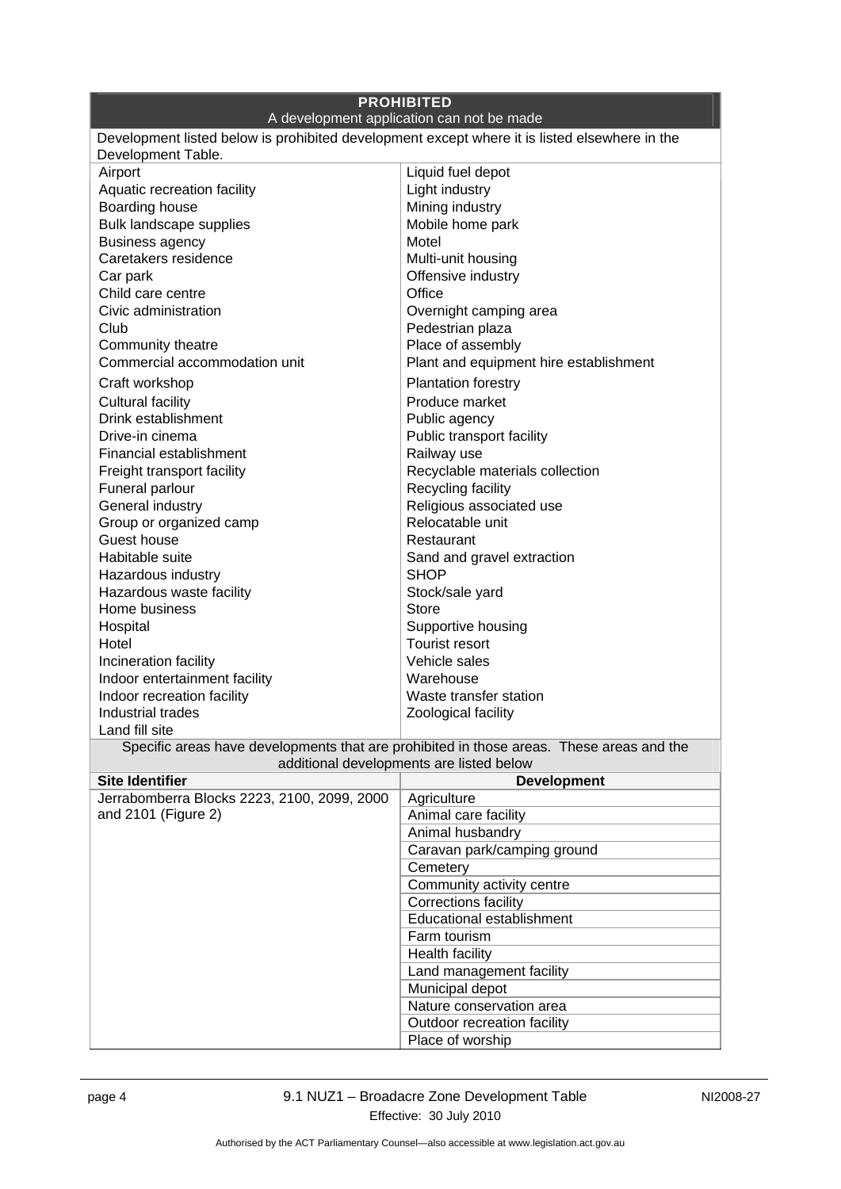| **PROHIBITED**<br>A development application can not be made | |
|---|---|
| Development listed below is prohibited development except where it is listed elsewhere in the Development Table. | |
| Airport | Liquid fuel depot |
| Aquatic recreation facility | Light industry |
| Boarding house | Mining industry |
| Bulk landscape supplies | Mobile home park |
| Business agency | Motel |
| Caretakers residence | Multi-unit housing |
| Car park | Offensive industry |
| Child care centre | Office |
| Civic administration | Overnight camping area |
| Club | Pedestrian plaza |
| Community theatre | Place of assembly |
| Commercial accommodation unit | Plant and equipment hire establishment |
| Craft workshop | Plantation forestry |
| Cultural facility | Produce market |
| Drink establishment | Public agency |
| Drive-in cinema | Public transport facility |
| Financial establishment | Railway use |
| Freight transport facility | Recyclable materials collection |
| Funeral parlour | Recycling facility |
| General industry | Religious associated use |
| Group or organized camp | Relocatable unit |
| Guest house | Restaurant |
| Habitable suite | Sand and gravel extraction |
| Hazardous industry | SHOP |
| Hazardous waste facility | Stock/sale yard |
| Home business | Store |
| Hospital | Supportive housing |
| Hotel | Tourist resort |
| Incineration facility | Vehicle sales |
| Indoor entertainment facility | Warehouse |
| Indoor recreation facility | Waste transfer station |
| Industrial trades | Zoological facility |
| Land fill site | |
| Specific areas have developments that are prohibited in those areas. These areas and the additional developments are listed below | |
| **Site Identifier** | **Development** |
| Jerrabomberra Blocks 2223, 2100, 2099, 2000 and 2101 (Figure 2) | Agriculture |
| | Animal care facility |
| | Animal husbandry |
| | Caravan park/camping ground |
| | Cemetery |
| | Community activity centre |
| | Corrections facility |
| | Educational establishment |
| | Farm tourism |
| | Health facility |
| | Land management facility |
| | Municipal depot |
| | Nature conservation area |
| | Outdoor recreation facility |
| | Place of worship |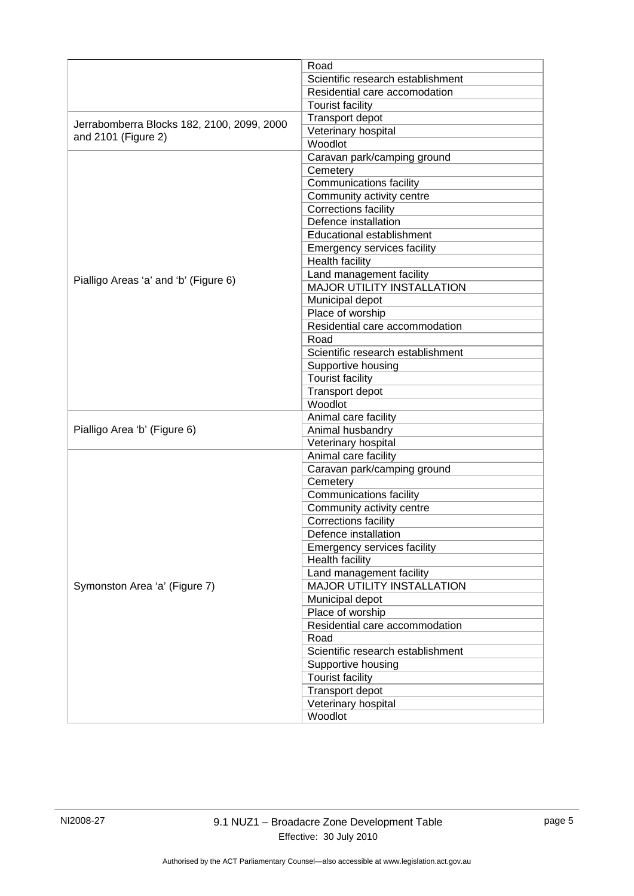| | |
|---|---|
| Jerrabomberra Blocks 182, 2100, 2099, 2000 and 2101 (Figure 2) | Road |
| | Scientific research establishment |
| | Residential care accomodation |
| | Tourist facility |
| | Transport depot |
| | Veterinary hospital |
| | Woodlot |
| Pialligo Areas 'a' and 'b' (Figure 6) | Caravan park/camping ground |
| | Cemetery |
| | Communications facility |
| | Community activity centre |
| | Corrections facility |
| | Defence installation |
| | Educational establishment |
| | Emergency services facility |
| | Health facility |
| | Land management facility |
| | MAJOR UTILITY INSTALLATION |
| | Municipal depot |
| | Place of worship |
| | Residential care accommodation |
| | Road |
| | Scientific research establishment |
| | Supportive housing |
| | Tourist facility |
| | Transport depot |
| | Woodlot |
| Pialligo Area 'b' (Figure 6) | Animal care facility |
| | Animal husbandry |
| | Veterinary hospital |
| Symonston Area 'a' (Figure 7) | Animal care facility |
| | Caravan park/camping ground |
| | Cemetery |
| | Communications facility |
| | Community activity centre |
| | Corrections facility |
| | Defence installation |
| | Emergency services facility |
| | Health facility |
| | Land management facility |
| | MAJOR UTILITY INSTALLATION |
| | Municipal depot |
| | Place of worship |
| | Residential care accommodation |
| | Road |
| | Scientific research establishment |
| | Supportive housing |
| | Tourist facility |
| | Transport depot |
| | Veterinary hospital |
| | Woodlot |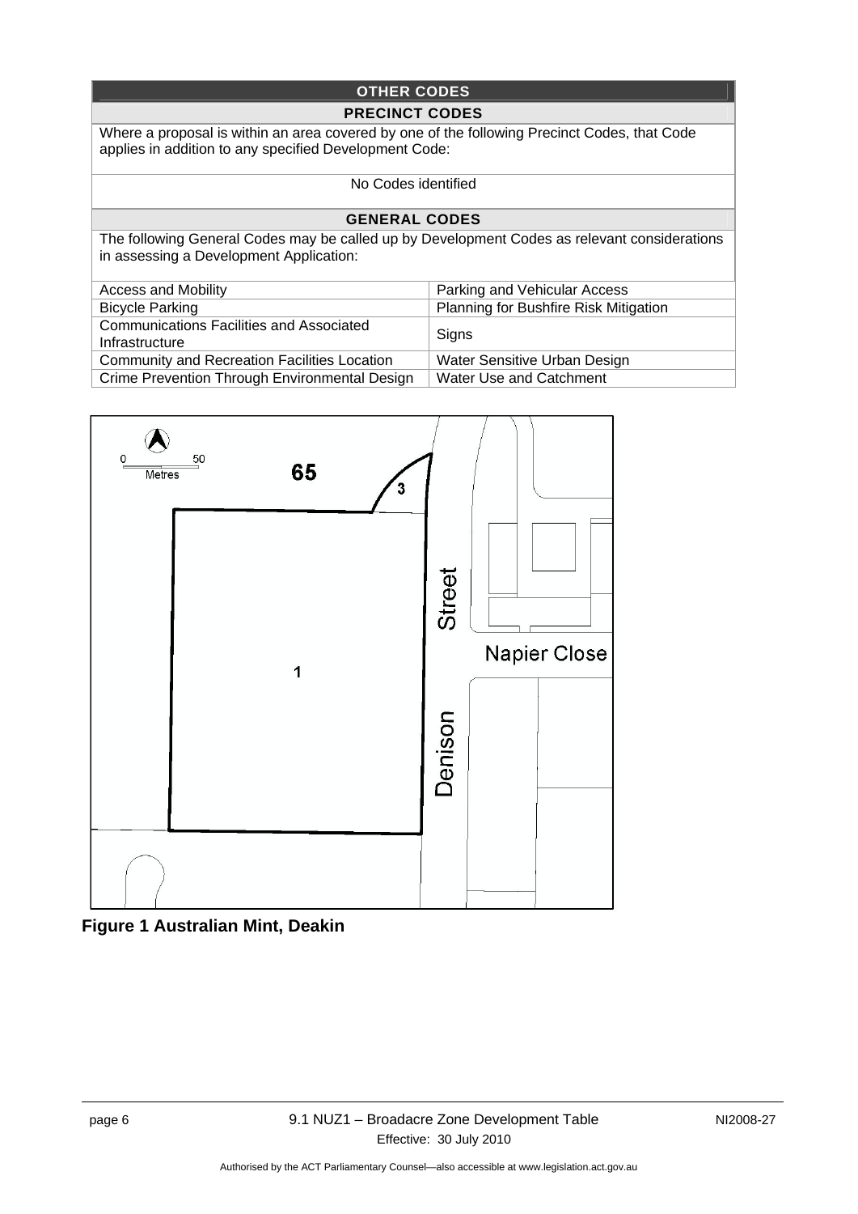| OTHER CODES | |
|---|---|
| **PRECINCT CODES** | |
| Where a proposal is within an area covered by one of the following Precinct Codes, that Code applies in addition to any specified Development Code: | |
| No Codes identified | |
| **GENERAL CODES** | |
| The following General Codes may be called up by Development Codes as relevant considerations in assessing a Development Application: | |
| Access and Mobility | Parking and Vehicular Access |
| Bicycle Parking | Planning for Bushfire Risk Mitigation |
| Communications Facilities and Associated Infrastructure | Signs |
| Community and Recreation Facilities Location | Water Sensitive Urban Design |
| Crime Prevention Through Environmental Design | Water Use and Catchment |

**Figure 1 Australian Mint, Deakin**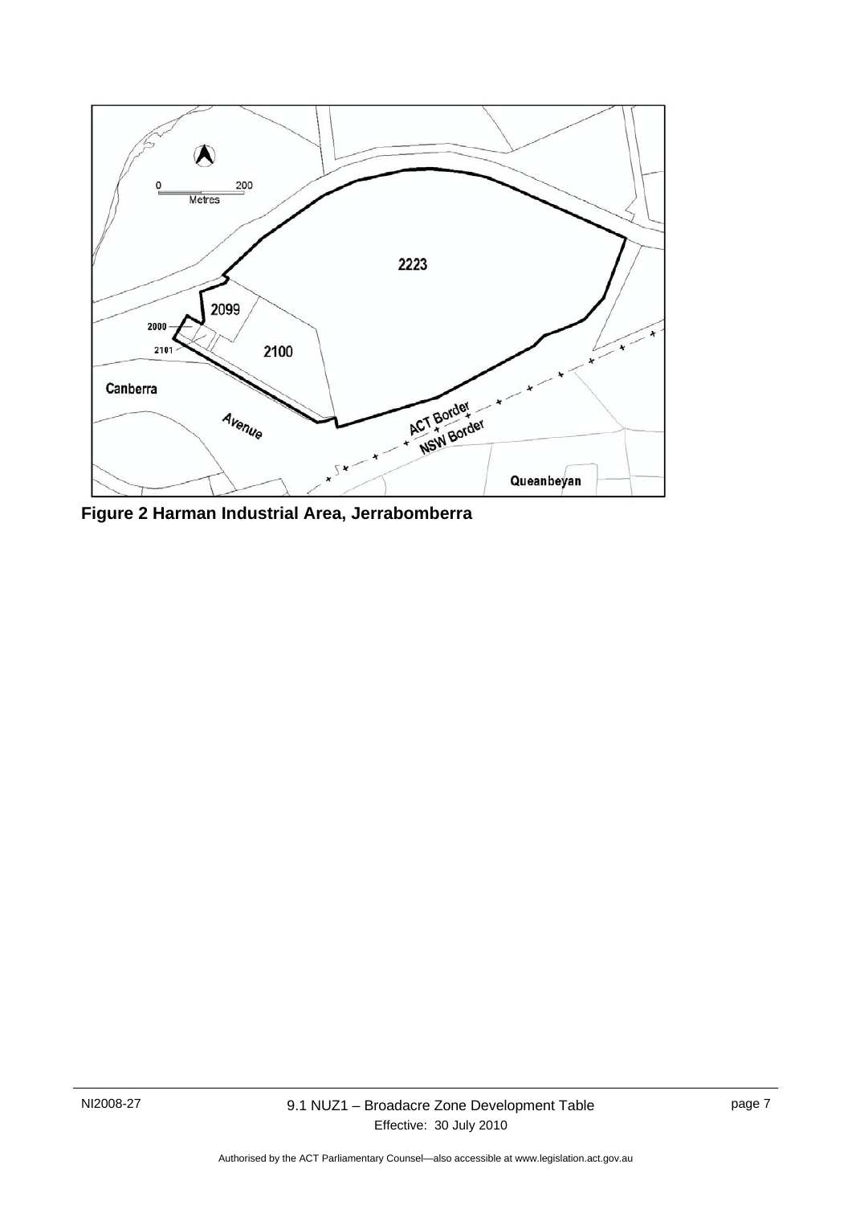**Figure 2 Harman Industrial Area, Jerrabomberra**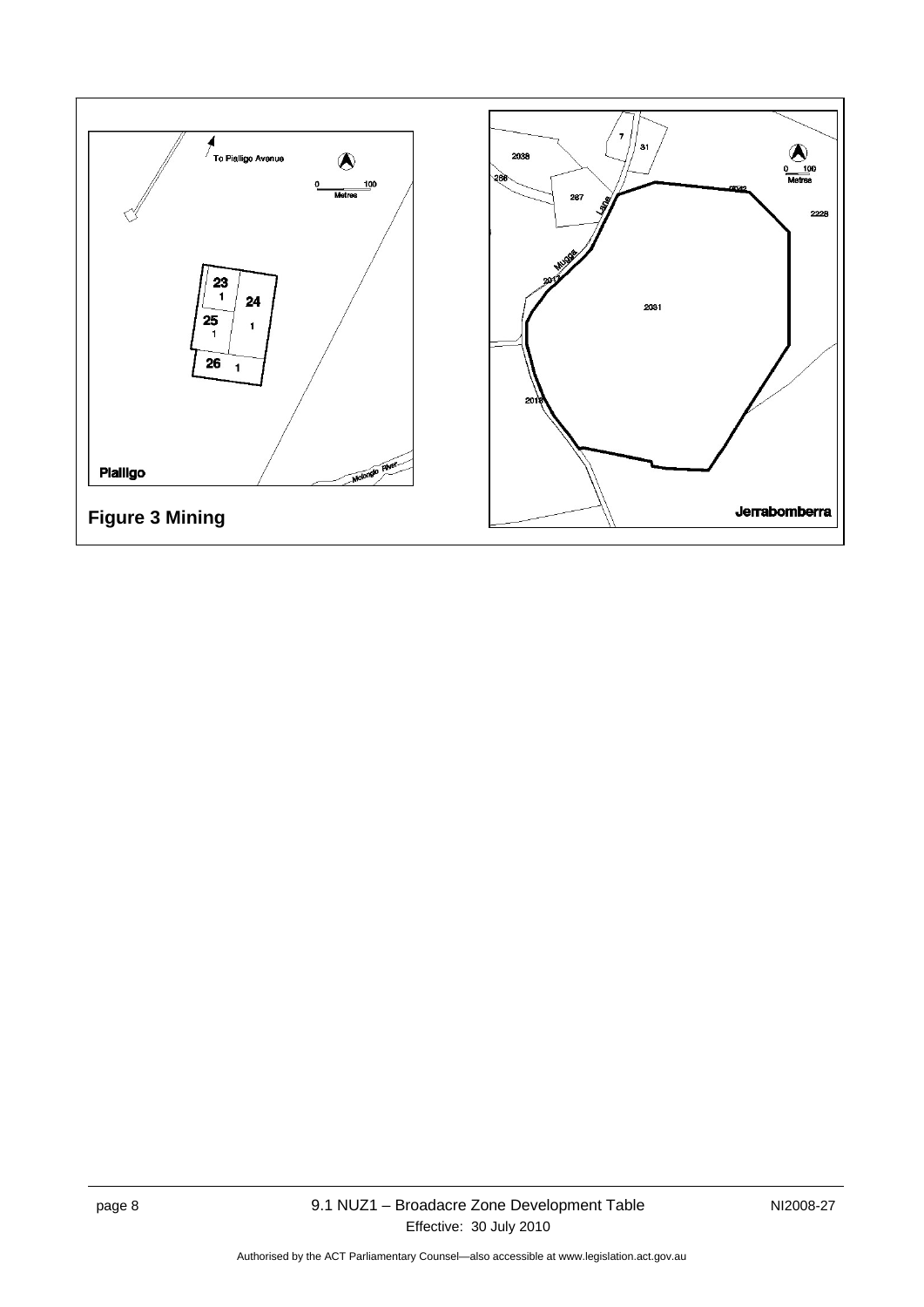**Figure 3 Mining**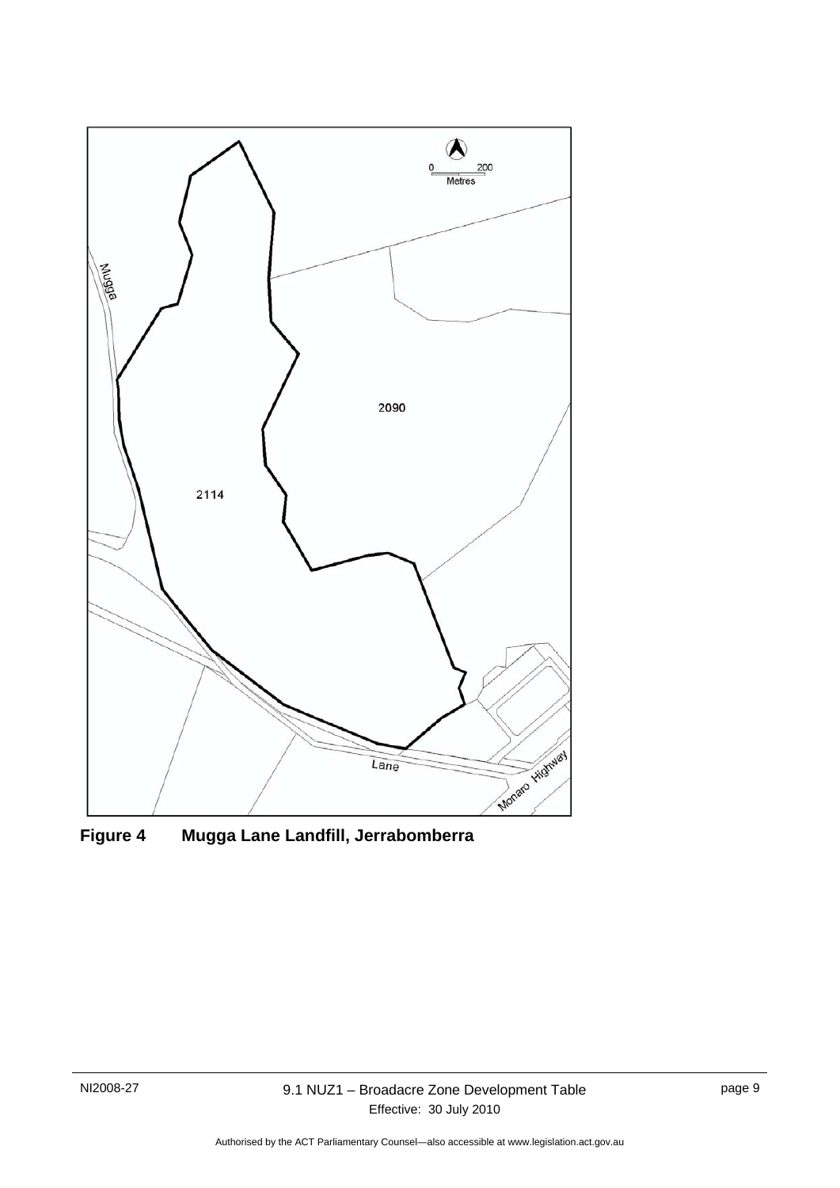**Figure 4 Mugga Lane Landfill, Jerrabomberra**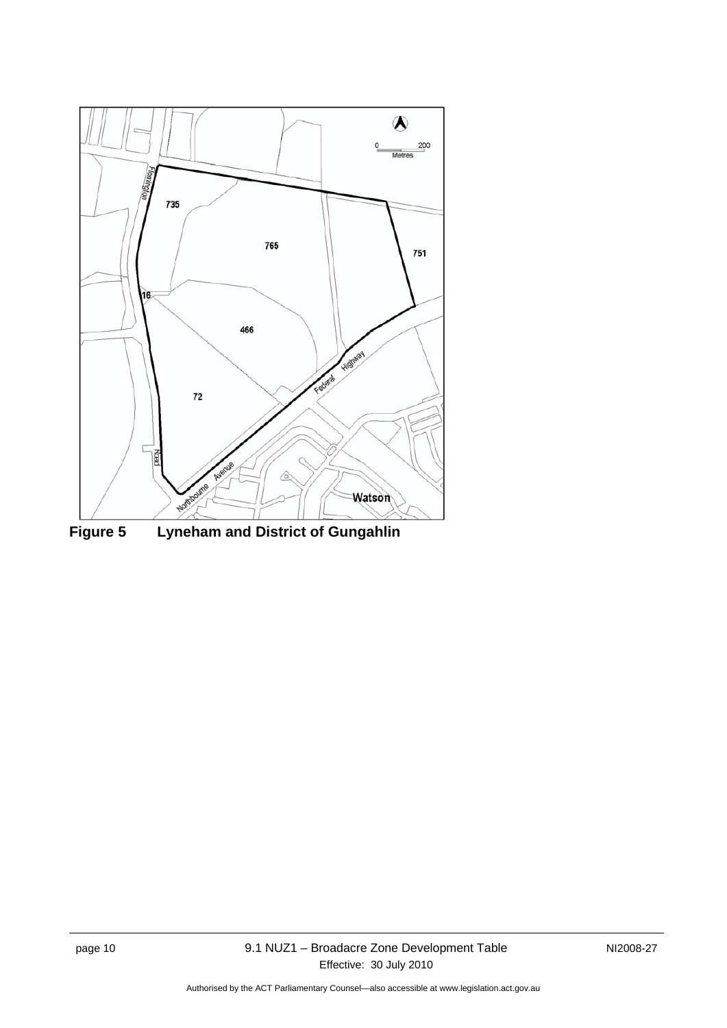**Figure 5 Lyneham and District of Gungahlin**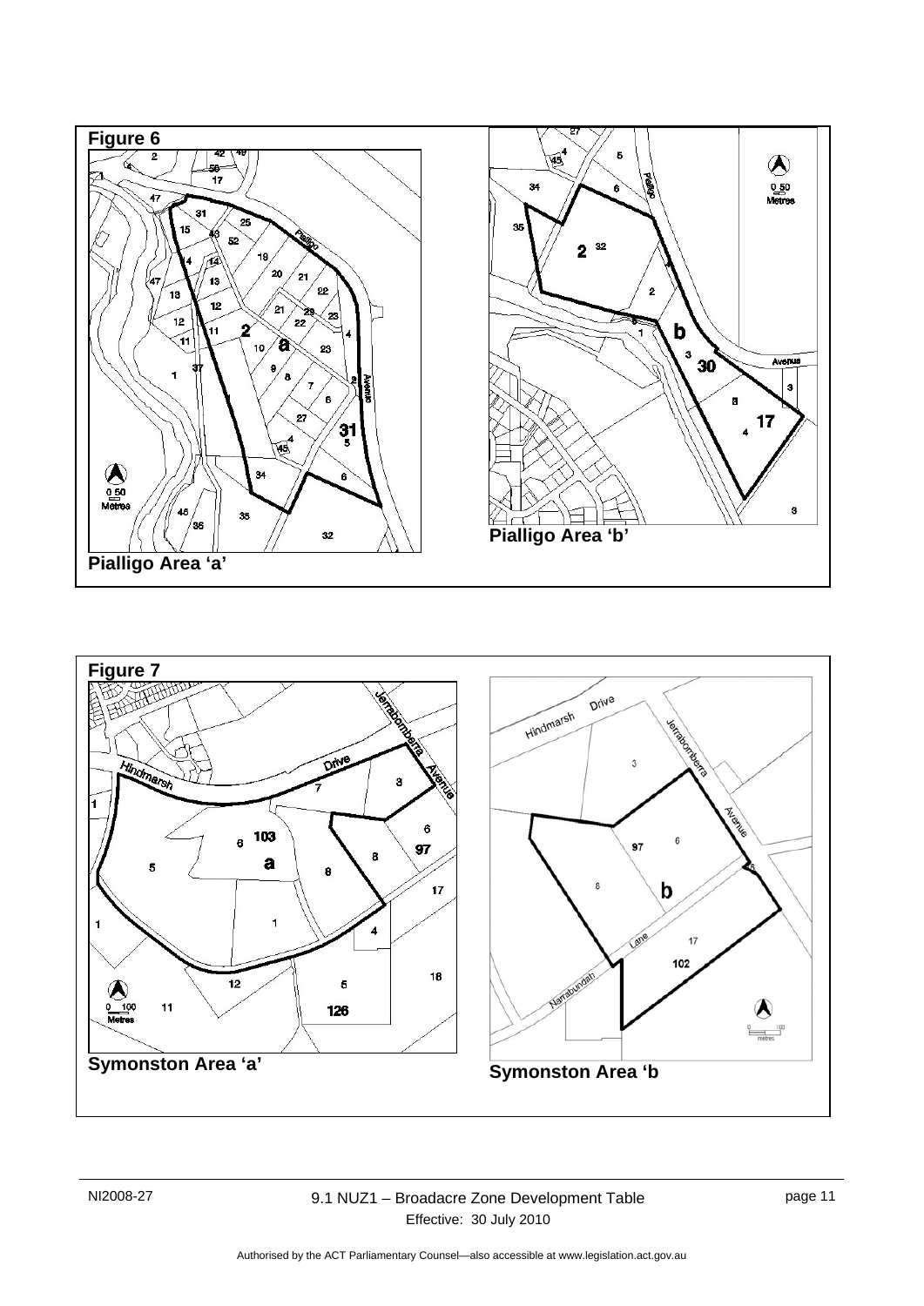**Figure 6**

**Pialligo Area 'a'**

**Pialligo Area 'b'**

**Figure 7**

**Symonston Area 'a'**

**Symonston Area 'b**